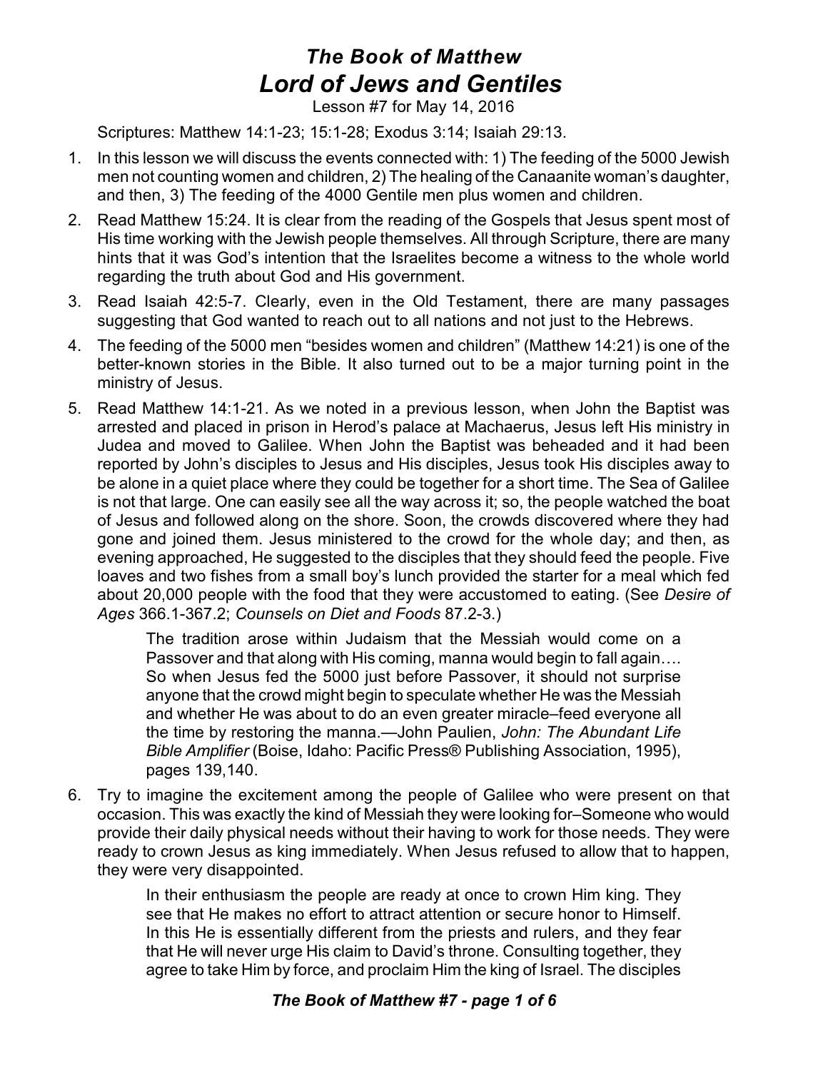# *The Book of Matthew*
# *Lord of Jews and Gentiles*

Lesson #7 for May 14, 2016

Scriptures: Matthew 14:1-23; 15:1-28; Exodus 3:14; Isaiah 29:13.

1. In this lesson we will discuss the events connected with: 1) The feeding of the 5000 Jewish men not counting women and children, 2) The healing of the Canaanite woman's daughter, and then, 3) The feeding of the 4000 Gentile men plus women and children.
2. Read Matthew 15:24. It is clear from the reading of the Gospels that Jesus spent most of His time working with the Jewish people themselves. All through Scripture, there are many hints that it was God's intention that the Israelites become a witness to the whole world regarding the truth about God and His government.
3. Read Isaiah 42:5-7. Clearly, even in the Old Testament, there are many passages suggesting that God wanted to reach out to all nations and not just to the Hebrews.
4. The feeding of the 5000 men "besides women and children" (Matthew 14:21) is one of the better-known stories in the Bible. It also turned out to be a major turning point in the ministry of Jesus.
5. Read Matthew 14:1-21. As we noted in a previous lesson, when John the Baptist was arrested and placed in prison in Herod's palace at Machaerus, Jesus left His ministry in Judea and moved to Galilee. When John the Baptist was beheaded and it had been reported by John's disciples to Jesus and His disciples, Jesus took His disciples away to be alone in a quiet place where they could be together for a short time. The Sea of Galilee is not that large. One can easily see all the way across it; so, the people watched the boat of Jesus and followed along on the shore. Soon, the crowds discovered where they had gone and joined them. Jesus ministered to the crowd for the whole day; and then, as evening approached, He suggested to the disciples that they should feed the people. Five loaves and two fishes from a small boy's lunch provided the starter for a meal which fed about 20,000 people with the food that they were accustomed to eating. (See *Desire of Ages* 366.1-367.2; *Counsels on Diet and Foods* 87.2-3.)

   > The tradition arose within Judaism that the Messiah would come on a Passover and that along with His coming, manna would begin to fall again…. So when Jesus fed the 5000 just before Passover, it should not surprise anyone that the crowd might begin to speculate whether He was the Messiah and whether He was about to do an even greater miracle–feed everyone all the time by restoring the manna.—John Paulien, *John: The Abundant Life Bible Amplifier* (Boise, Idaho: Pacific Press® Publishing Association, 1995), pages 139,140.

6. Try to imagine the excitement among the people of Galilee who were present on that occasion. This was exactly the kind of Messiah they were looking for–Someone who would provide their daily physical needs without their having to work for those needs. They were ready to crown Jesus as king immediately. When Jesus refused to allow that to happen, they were very disappointed.

   > In their enthusiasm the people are ready at once to crown Him king. They see that He makes no effort to attract attention or secure honor to Himself. In this He is essentially different from the priests and rulers, and they fear that He will never urge His claim to David's throne. Consulting together, they agree to take Him by force, and proclaim Him the king of Israel. The disciples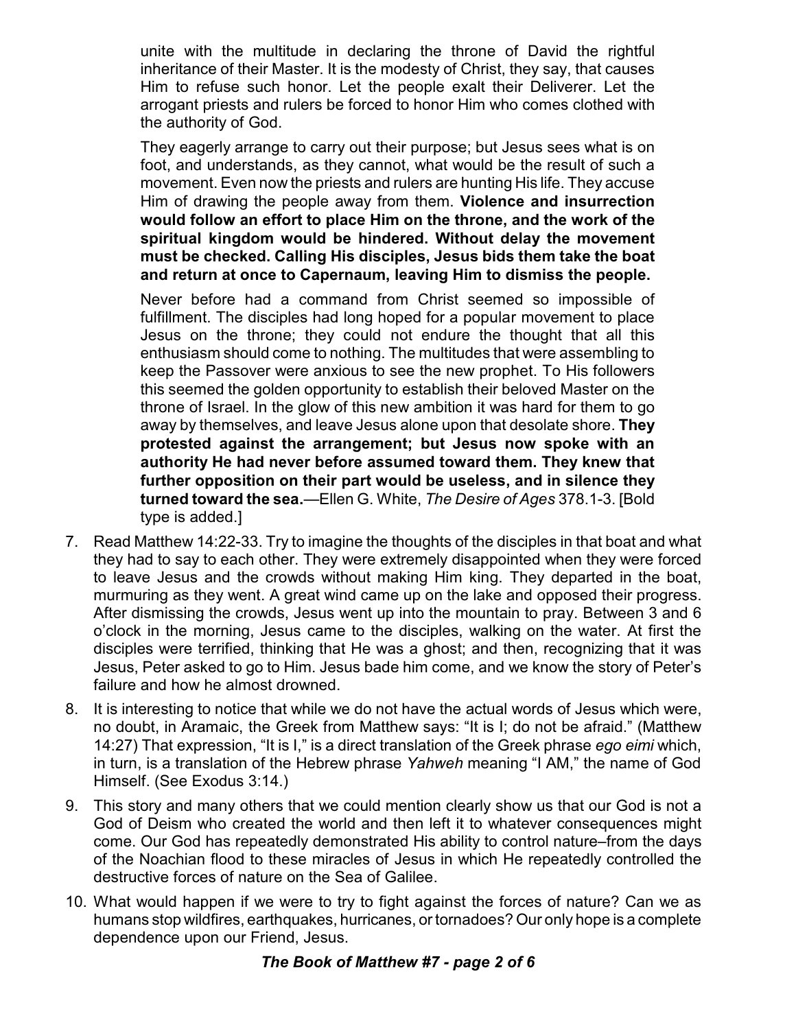unite with the multitude in declaring the throne of David the rightful inheritance of their Master. It is the modesty of Christ, they say, that causes Him to refuse such honor. Let the people exalt their Deliverer. Let the arrogant priests and rulers be forced to honor Him who comes clothed with the authority of God.

They eagerly arrange to carry out their purpose; but Jesus sees what is on foot, and understands, as they cannot, what would be the result of such a movement. Even now the priests and rulers are hunting His life. They accuse Him of drawing the people away from them. **Violence and insurrection would follow an effort to place Him on the throne, and the work of the spiritual kingdom would be hindered. Without delay the movement must be checked. Calling His disciples, Jesus bids them take the boat and return at once to Capernaum, leaving Him to dismiss the people.**

Never before had a command from Christ seemed so impossible of fulfillment. The disciples had long hoped for a popular movement to place Jesus on the throne; they could not endure the thought that all this enthusiasm should come to nothing. The multitudes that were assembling to keep the Passover were anxious to see the new prophet. To His followers this seemed the golden opportunity to establish their beloved Master on the throne of Israel. In the glow of this new ambition it was hard for them to go away by themselves, and leave Jesus alone upon that desolate shore. **They protested against the arrangement; but Jesus now spoke with an authority He had never before assumed toward them. They knew that further opposition on their part would be useless, and in silence they turned toward the sea.**—Ellen G. White, *The Desire of Ages* 378.1-3. [Bold type is added.]

7. Read Matthew 14:22-33. Try to imagine the thoughts of the disciples in that boat and what they had to say to each other. They were extremely disappointed when they were forced to leave Jesus and the crowds without making Him king. They departed in the boat, murmuring as they went. A great wind came up on the lake and opposed their progress. After dismissing the crowds, Jesus went up into the mountain to pray. Between 3 and 6 o'clock in the morning, Jesus came to the disciples, walking on the water. At first the disciples were terrified, thinking that He was a ghost; and then, recognizing that it was Jesus, Peter asked to go to Him. Jesus bade him come, and we know the story of Peter's failure and how he almost drowned.

8. It is interesting to notice that while we do not have the actual words of Jesus which were, no doubt, in Aramaic, the Greek from Matthew says: "It is I; do not be afraid." (Matthew 14:27) That expression, "It is I," is a direct translation of the Greek phrase *ego eimi* which, in turn, is a translation of the Hebrew phrase *Yahweh* meaning "I AM," the name of God Himself. (See Exodus 3:14.)

9. This story and many others that we could mention clearly show us that our God is not a God of Deism who created the world and then left it to whatever consequences might come. Our God has repeatedly demonstrated His ability to control nature–from the days of the Noachian flood to these miracles of Jesus in which He repeatedly controlled the destructive forces of nature on the Sea of Galilee.

10. What would happen if we were to try to fight against the forces of nature? Can we as humans stop wildfires, earthquakes, hurricanes, or tornadoes? Our only hope is a complete dependence upon our Friend, Jesus.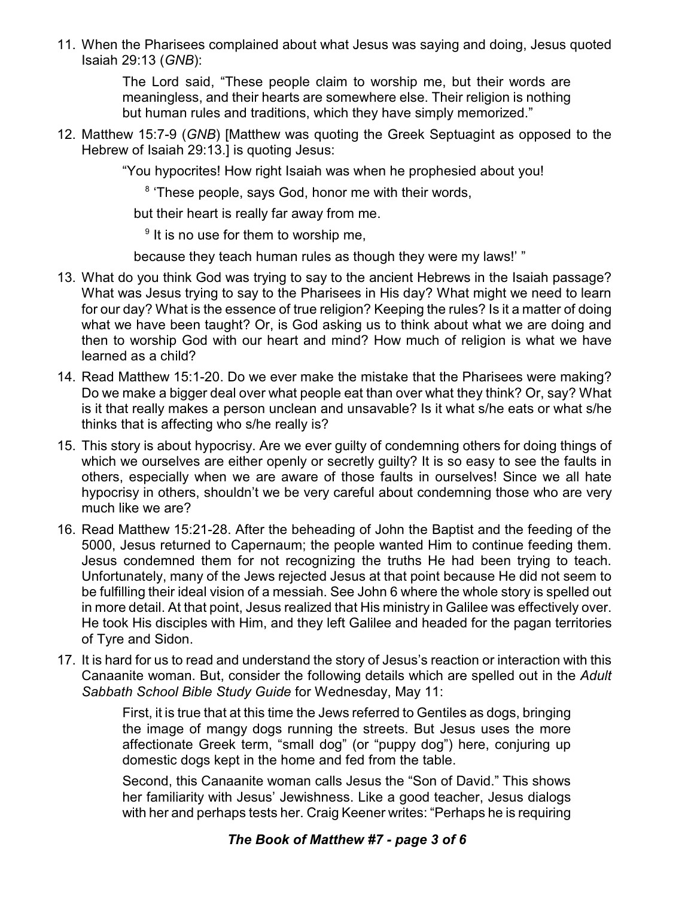11. When the Pharisees complained about what Jesus was saying and doing, Jesus quoted Isaiah 29:13 (*GNB*):

    > The Lord said, "These people claim to worship me, but their words are meaningless, and their hearts are somewhere else. Their religion is nothing but human rules and traditions, which they have simply memorized."

12. Matthew 15:7-9 (*GNB*) [Matthew was quoting the Greek Septuagint as opposed to the Hebrew of Isaiah 29:13.] is quoting Jesus:

    > "You hypocrites! How right Isaiah was when he prophesied about you!
    >
    > [8] 'These people, says God, honor me with their words,
    >
    > but their heart is really far away from me.
    >
    > [9] It is no use for them to worship me,
    >
    > because they teach human rules as though they were my laws!' "

13. What do you think God was trying to say to the ancient Hebrews in the Isaiah passage? What was Jesus trying to say to the Pharisees in His day? What might we need to learn for our day? What is the essence of true religion? Keeping the rules? Is it a matter of doing what we have been taught? Or, is God asking us to think about what we are doing and then to worship God with our heart and mind? How much of religion is what we have learned as a child?

14. Read Matthew 15:1-20. Do we ever make the mistake that the Pharisees were making? Do we make a bigger deal over what people eat than over what they think? Or, say? What is it that really makes a person unclean and unsavable? Is it what s/he eats or what s/he thinks that is affecting who s/he really is?

15. This story is about hypocrisy. Are we ever guilty of condemning others for doing things of which we ourselves are either openly or secretly guilty? It is so easy to see the faults in others, especially when we are aware of those faults in ourselves! Since we all hate hypocrisy in others, shouldn't we be very careful about condemning those who are very much like we are?

16. Read Matthew 15:21-28. After the beheading of John the Baptist and the feeding of the 5000, Jesus returned to Capernaum; the people wanted Him to continue feeding them. Jesus condemned them for not recognizing the truths He had been trying to teach. Unfortunately, many of the Jews rejected Jesus at that point because He did not seem to be fulfilling their ideal vision of a messiah. See John 6 where the whole story is spelled out in more detail. At that point, Jesus realized that His ministry in Galilee was effectively over. He took His disciples with Him, and they left Galilee and headed for the pagan territories of Tyre and Sidon.

17. It is hard for us to read and understand the story of Jesus's reaction or interaction with this Canaanite woman. But, consider the following details which are spelled out in the *Adult Sabbath School Bible Study Guide* for Wednesday, May 11:

    > First, it is true that at this time the Jews referred to Gentiles as dogs, bringing the image of mangy dogs running the streets. But Jesus uses the more affectionate Greek term, "small dog" (or "puppy dog") here, conjuring up domestic dogs kept in the home and fed from the table.
    >
    > Second, this Canaanite woman calls Jesus the "Son of David." This shows her familiarity with Jesus' Jewishness. Like a good teacher, Jesus dialogs with her and perhaps tests her. Craig Keener writes: "Perhaps he is requiring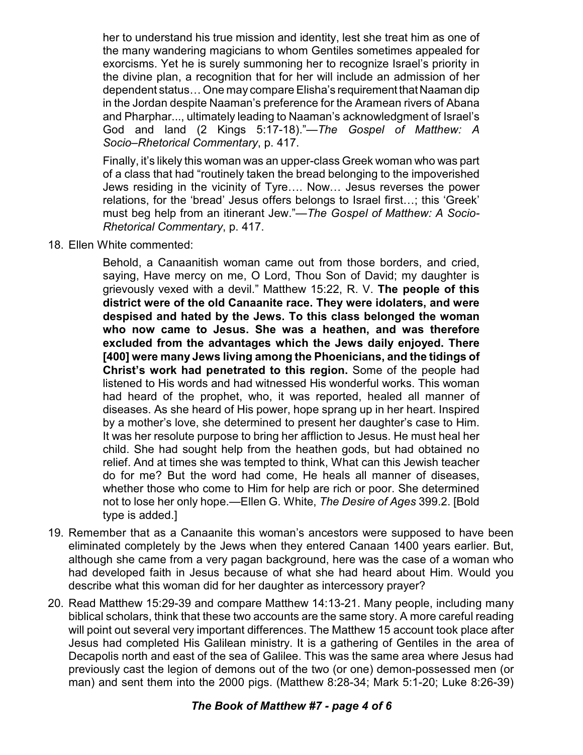her to understand his true mission and identity, lest she treat him as one of the many wandering magicians to whom Gentiles sometimes appealed for exorcisms. Yet he is surely summoning her to recognize Israel's priority in the divine plan, a recognition that for her will include an admission of her dependent status… One may compare Elisha's requirement that Naaman dip in the Jordan despite Naaman's preference for the Aramean rivers of Abana and Pharphar..., ultimately leading to Naaman's acknowledgment of Israel's God and land (2 Kings 5:17-18)."—*The Gospel of Matthew: A Socio–Rhetorical Commentary*, p. 417.

> Finally, it's likely this woman was an upper-class Greek woman who was part of a class that had "routinely taken the bread belonging to the impoverished Jews residing in the vicinity of Tyre…. Now… Jesus reverses the power relations, for the 'bread' Jesus offers belongs to Israel first…; this 'Greek' must beg help from an itinerant Jew."—*The Gospel of Matthew: A Socio-Rhetorical Commentary*, p. 417.

18. Ellen White commented:

> Behold, a Canaanitish woman came out from those borders, and cried, saying, Have mercy on me, O Lord, Thou Son of David; my daughter is grievously vexed with a devil." Matthew 15:22, R. V. **The people of this district were of the old Canaanite race. They were idolaters, and were despised and hated by the Jews. To this class belonged the woman who now came to Jesus. She was a heathen, and was therefore excluded from the advantages which the Jews daily enjoyed. There [400] were many Jews living among the Phoenicians, and the tidings of Christ's work had penetrated to this region.** Some of the people had listened to His words and had witnessed His wonderful works. This woman had heard of the prophet, who, it was reported, healed all manner of diseases. As she heard of His power, hope sprang up in her heart. Inspired by a mother's love, she determined to present her daughter's case to Him. It was her resolute purpose to bring her affliction to Jesus. He must heal her child. She had sought help from the heathen gods, but had obtained no relief. And at times she was tempted to think, What can this Jewish teacher do for me? But the word had come, He heals all manner of diseases, whether those who come to Him for help are rich or poor. She determined not to lose her only hope.—Ellen G. White, *The Desire of Ages* 399.2. [Bold type is added.]

19. Remember that as a Canaanite this woman's ancestors were supposed to have been eliminated completely by the Jews when they entered Canaan 1400 years earlier. But, although she came from a very pagan background, here was the case of a woman who had developed faith in Jesus because of what she had heard about Him. Would you describe what this woman did for her daughter as intercessory prayer?

20. Read Matthew 15:29-39 and compare Matthew 14:13-21. Many people, including many biblical scholars, think that these two accounts are the same story. A more careful reading will point out several very important differences. The Matthew 15 account took place after Jesus had completed His Galilean ministry. It is a gathering of Gentiles in the area of Decapolis north and east of the sea of Galilee. This was the same area where Jesus had previously cast the legion of demons out of the two (or one) demon-possessed men (or man) and sent them into the 2000 pigs. (Matthew 8:28-34; Mark 5:1-20; Luke 8:26-39)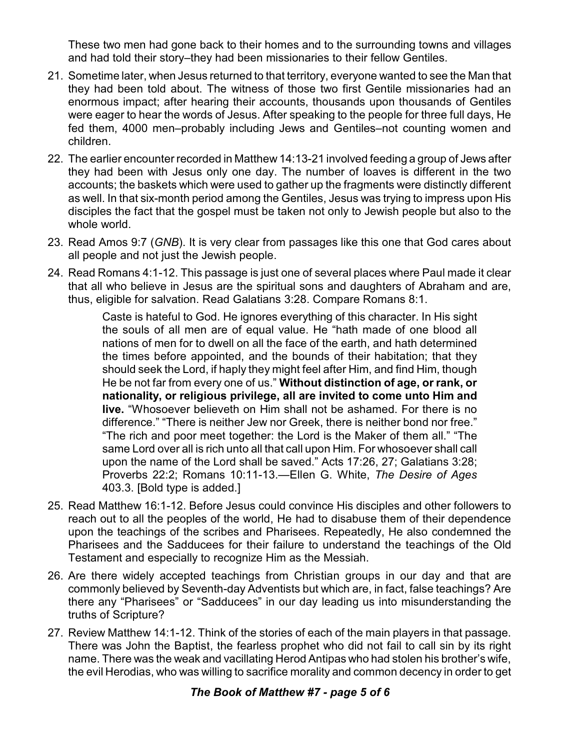These two men had gone back to their homes and to the surrounding towns and villages and had told their story–they had been missionaries to their fellow Gentiles.

21. Sometime later, when Jesus returned to that territory, everyone wanted to see the Man that they had been told about. The witness of those two first Gentile missionaries had an enormous impact; after hearing their accounts, thousands upon thousands of Gentiles were eager to hear the words of Jesus. After speaking to the people for three full days, He fed them, 4000 men–probably including Jews and Gentiles–not counting women and children.

22. The earlier encounter recorded in Matthew 14:13-21 involved feeding a group of Jews after they had been with Jesus only one day. The number of loaves is different in the two accounts; the baskets which were used to gather up the fragments were distinctly different as well. In that six-month period among the Gentiles, Jesus was trying to impress upon His disciples the fact that the gospel must be taken not only to Jewish people but also to the whole world.

23. Read Amos 9:7 (*GNB*). It is very clear from passages like this one that God cares about all people and not just the Jewish people.

24. Read Romans 4:1-12. This passage is just one of several places where Paul made it clear that all who believe in Jesus are the spiritual sons and daughters of Abraham and are, thus, eligible for salvation. Read Galatians 3:28. Compare Romans 8:1.

> Caste is hateful to God. He ignores everything of this character. In His sight the souls of all men are of equal value. He "hath made of one blood all nations of men for to dwell on all the face of the earth, and hath determined the times before appointed, and the bounds of their habitation; that they should seek the Lord, if haply they might feel after Him, and find Him, though He be not far from every one of us." **Without distinction of age, or rank, or nationality, or religious privilege, all are invited to come unto Him and live.** "Whosoever believeth on Him shall not be ashamed. For there is no difference." "There is neither Jew nor Greek, there is neither bond nor free." "The rich and poor meet together: the Lord is the Maker of them all." "The same Lord over all is rich unto all that call upon Him. For whosoever shall call upon the name of the Lord shall be saved." Acts 17:26, 27; Galatians 3:28; Proverbs 22:2; Romans 10:11-13.—Ellen G. White, *The Desire of Ages* 403.3. [Bold type is added.]

25. Read Matthew 16:1-12. Before Jesus could convince His disciples and other followers to reach out to all the peoples of the world, He had to disabuse them of their dependence upon the teachings of the scribes and Pharisees. Repeatedly, He also condemned the Pharisees and the Sadducees for their failure to understand the teachings of the Old Testament and especially to recognize Him as the Messiah.

26. Are there widely accepted teachings from Christian groups in our day and that are commonly believed by Seventh-day Adventists but which are, in fact, false teachings? Are there any "Pharisees" or "Sadducees" in our day leading us into misunderstanding the truths of Scripture?

27. Review Matthew 14:1-12. Think of the stories of each of the main players in that passage. There was John the Baptist, the fearless prophet who did not fail to call sin by its right name. There was the weak and vacillating Herod Antipas who had stolen his brother's wife, the evil Herodias, who was willing to sacrifice morality and common decency in order to get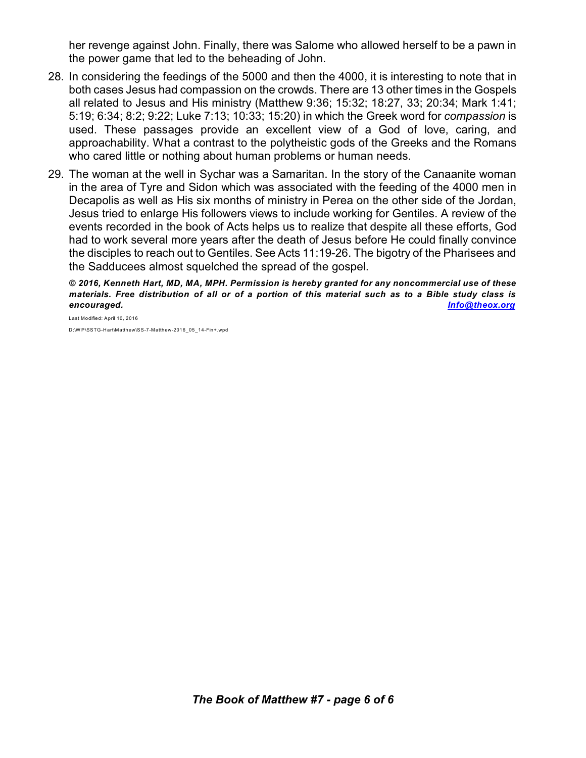her revenge against John. Finally, there was Salome who allowed herself to be a pawn in the power game that led to the beheading of John.

28. In considering the feedings of the 5000 and then the 4000, it is interesting to note that in both cases Jesus had compassion on the crowds. There are 13 other times in the Gospels all related to Jesus and His ministry (Matthew 9:36; 15:32; 18:27, 33; 20:34; Mark 1:41; 5:19; 6:34; 8:2; 9:22; Luke 7:13; 10:33; 15:20) in which the Greek word for *compassion* is used. These passages provide an excellent view of a God of love, caring, and approachability. What a contrast to the polytheistic gods of the Greeks and the Romans who cared little or nothing about human problems or human needs.

29. The woman at the well in Sychar was a Samaritan. In the story of the Canaanite woman in the area of Tyre and Sidon which was associated with the feeding of the 4000 men in Decapolis as well as His six months of ministry in Perea on the other side of the Jordan, Jesus tried to enlarge His followers views to include working for Gentiles. A review of the events recorded in the book of Acts helps us to realize that despite all these efforts, God had to work several more years after the death of Jesus before He could finally convince the disciples to reach out to Gentiles. See Acts 11:19-26. The bigotry of the Pharisees and the Sadducees almost squelched the spread of the gospel.

***© 2016, Kenneth Hart, MD, MA, MPH. Permission is hereby granted for any noncommercial use of these materials. Free distribution of all or of a portion of this material such as to a Bible study class is encouraged.*** [***Info@theox.org***](mailto:Info@theox.org)

Last Modified: April 10, 2016

D:\WP\SSTG-Hart\Matthew\SS-7-Matthew-2016_05_14-Fin+.wpd